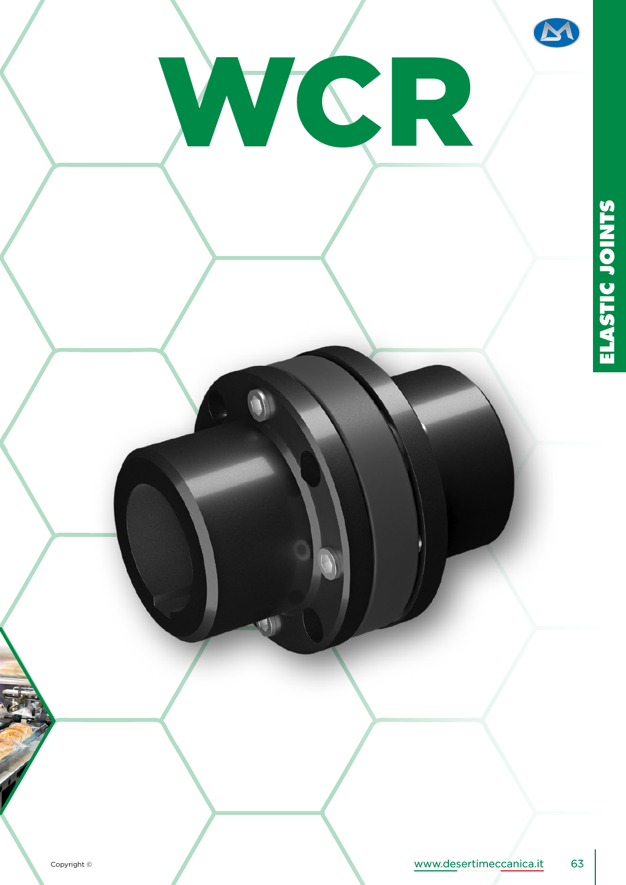# WCR

ELASTIC JOINTS

Copyright ©

www.desertimeccanica.it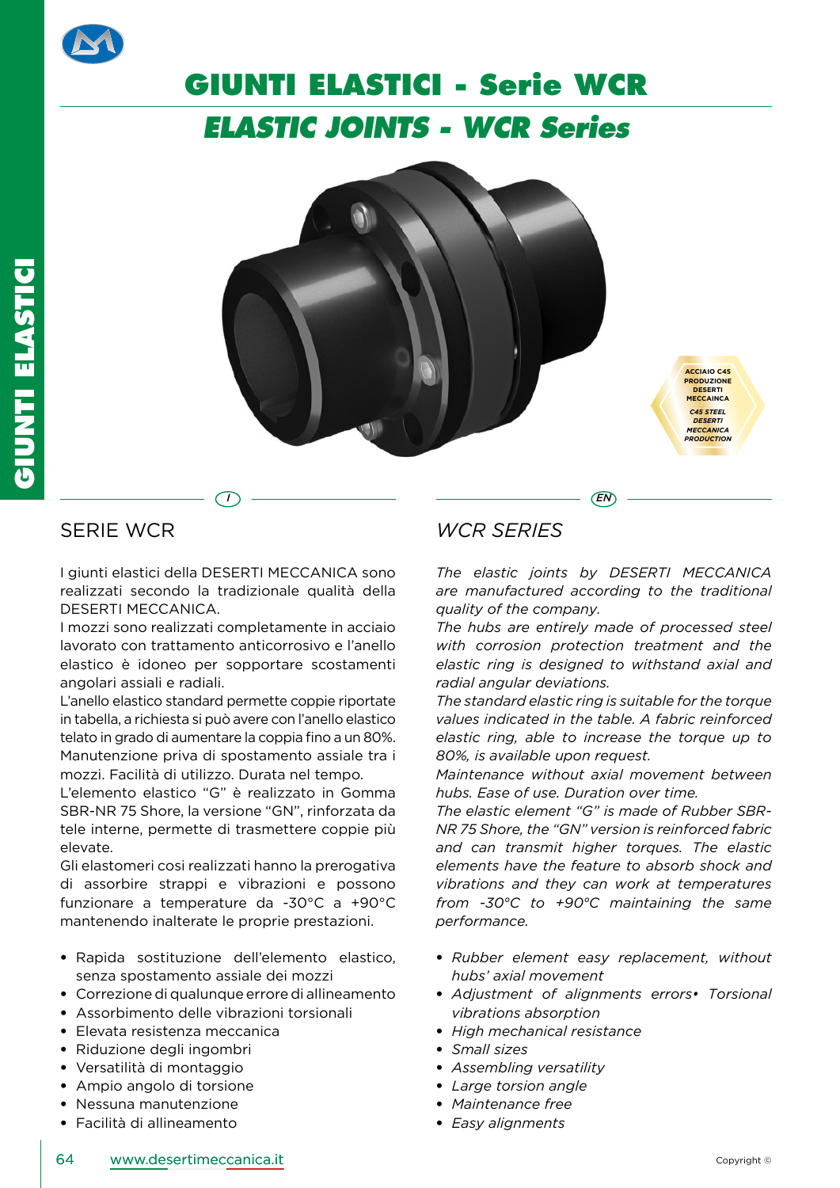# GIUNTI ELASTICI - Serie WCR

## *ELASTIC JOINTS - WCR Series*

ACCIAIO C45 PRODUZIONE DESERTI MECCAINCA

*C45 STEEL DESERTI MECCANICA PRODUCTION*

I

## SERIE WCR

I giunti elastici della DESERTI MECCANICA sono realizzati secondo la tradizionale qualità della DESERTI MECCANICA.
I mozzi sono realizzati completamente in acciaio lavorato con trattamento anticorrosivo e l'anello elastico è idoneo per sopportare scostamenti angolari assiali e radiali.
L'anello elastico standard permette coppie riportate in tabella, a richiesta si può avere con l'anello elastico telato in grado di aumentare la coppia fino a un 80%.
Manutenzione priva di spostamento assiale tra i mozzi. Facilità di utilizzo. Durata nel tempo.
L'elemento elastico "G" è realizzato in Gomma SBR-NR 75 Shore, la versione "GN", rinforzata da tele interne, permette di trasmettere coppie più elevate.
Gli elastomeri cosi realizzati hanno la prerogativa di assorbire strappi e vibrazioni e possono funzionare a temperature da -30°C a +90°C mantenendo inalterate le proprie prestazioni.

- Rapida sostituzione dell'elemento elastico, senza spostamento assiale dei mozzi
- Correzione di qualunque errore di allineamento
- Assorbimento delle vibrazioni torsionali
- Elevata resistenza meccanica
- Riduzione degli ingombri
- Versatilità di montaggio
- Ampio angolo di torsione
- Nessuna manutenzione
- Facilità di allineamento

EN

## *WCR SERIES*

*The elastic joints by DESERTI MECCANICA are manufactured according to the traditional quality of the company.*
*The hubs are entirely made of processed steel with corrosion protection treatment and the elastic ring is designed to withstand axial and radial angular deviations.*
*The standard elastic ring is suitable for the torque values indicated in the table. A fabric reinforced elastic ring, able to increase the torque up to 80%, is available upon request.*
*Maintenance without axial movement between hubs. Ease of use. Duration over time.*
*The elastic element "G" is made of Rubber SBR-NR 75 Shore, the "GN" version is reinforced fabric and can transmit higher torques. The elastic elements have the feature to absorb shock and vibrations and they can work at temperatures from -30°C to +90°C maintaining the same performance.*

- *Rubber element easy replacement, without hubs' axial movement*
- *Adjustment of alignments errors• Torsional vibrations absorption*
- *High mechanical resistance*
- *Small sizes*
- *Assembling versatility*
- *Large torsion angle*
- *Maintenance free*
- *Easy alignments*

www.desertimeccanica.it

Copyright ©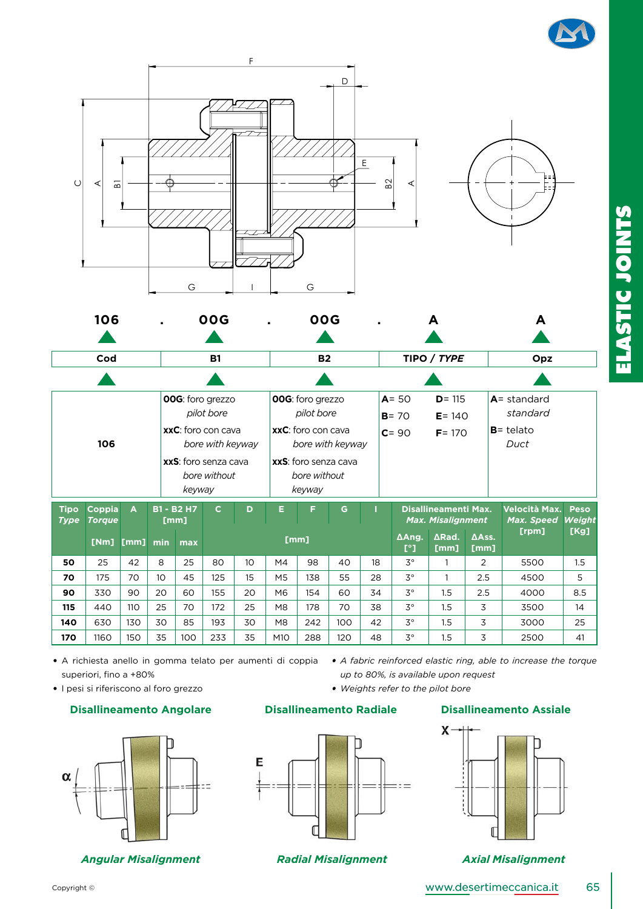ELASTIC JOINTS

**106 . 00G . 00G . A A**

| Cod | B1 | B2 | TIPO / *TYPE* | Opz |
|---|---|---|---|---|
| 106 | **00G**: foro grezzo *pilot bore* **xxC**: foro con cava *bore with keyway* **xxS**: foro senza cava *bore without keyway* | **00G**: foro grezzo *pilot bore* **xxC**: foro con cava *bore with keyway* **xxS**: foro senza cava *bore without keyway* | **A**= 50 **D**= 115 **B**= 70 **E**= 140 **C**= 90 **F**= 170 | **A**= standard *standard* **B**= telato *Duct* |

| Tipo *Type* | Coppia *Torque* | A | B1 - B2 H7 [mm] | | C | D | E | F | G | I | Disallineamenti Max. *Max. Misalignment* | | | Velocità Max. *Max. Speed* [rpm] | Peso *Weight* [Kg] |
|---|---|---|---|---|---|---|---|---|---|---|---|---|---|---|---|
| | [Nm] | [mm] | min | max | [mm] | | | | | | ΔAng. [°] | ΔRad. [mm] | ΔAss. [mm] | | |
| **50** | 25 | 42 | 8 | 25 | 80 | 10 | M4 | 98 | 40 | 18 | 3° | 1 | 2 | 5500 | 1.5 |
| **70** | 175 | 70 | 10 | 45 | 125 | 15 | M5 | 138 | 55 | 28 | 3° | 1 | 2.5 | 4500 | 5 |
| **90** | 330 | 90 | 20 | 60 | 155 | 20 | M6 | 154 | 60 | 34 | 3° | 1.5 | 2.5 | 4000 | 8.5 |
| **115** | 440 | 110 | 25 | 70 | 172 | 25 | M8 | 178 | 70 | 38 | 3° | 1.5 | 3 | 3500 | 14 |
| **140** | 630 | 130 | 30 | 85 | 193 | 30 | M8 | 242 | 100 | 42 | 3° | 1.5 | 3 | 3000 | 25 |
| **170** | 1160 | 150 | 35 | 100 | 233 | 35 | M10 | 288 | 120 | 48 | 3° | 1.5 | 3 | 2500 | 41 |

- A richiesta anello in gomma telato per aumenti di coppia superiori, fino a +80%
- I pesi si riferiscono al foro grezzo

- *A fabric reinforced elastic ring, able to increase the torque up to 80%, is available upon request*
- *Weights refer to the pilot bore*

**Disallineamento Angolare**

*Angular Misalignment*

**Disallineamento Radiale**

*Radial Misalignment*

**Disallineamento Assiale**

*Axial Misalignment*

Copyright ©

www.desertimeccanica.it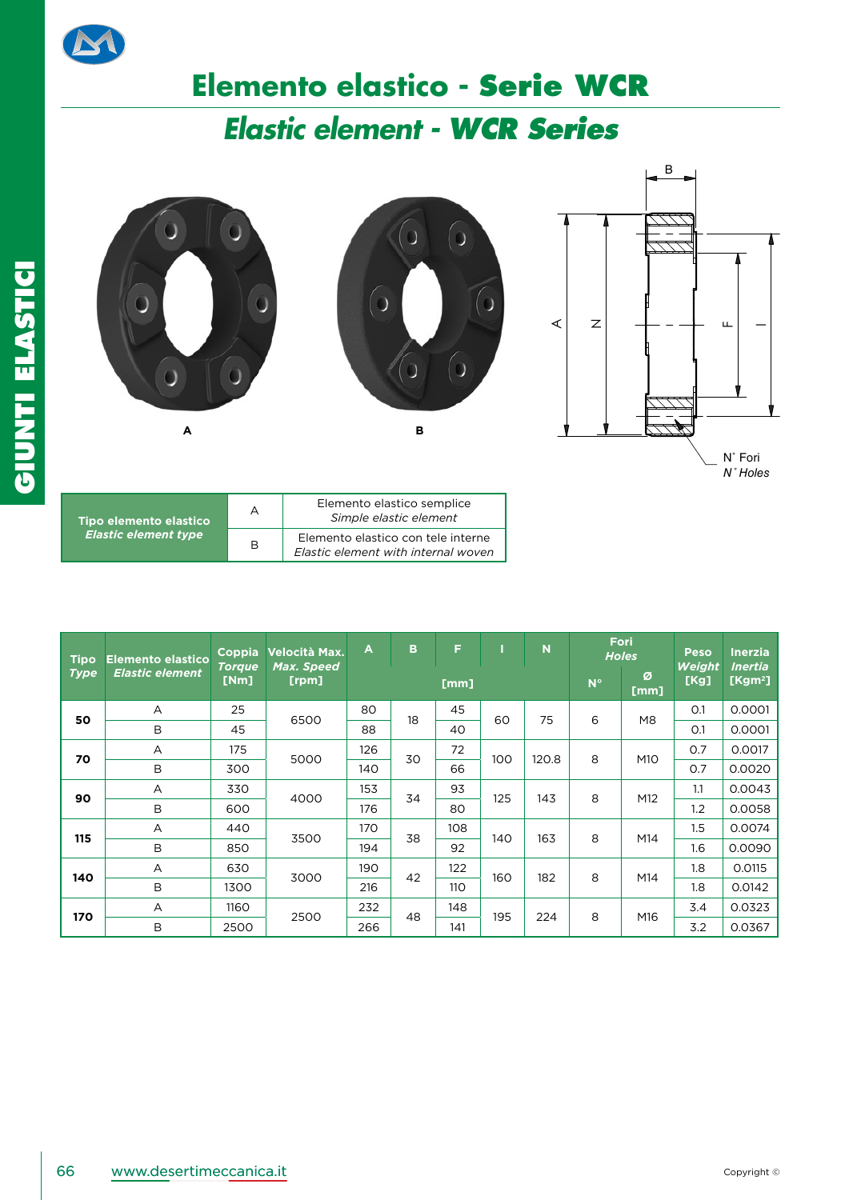# Elemento elastico - Serie WCR

## *Elastic element - WCR Series*

A

B

B

A N F I

N° Fori
*N° Holes*

| Tipo elemento elastico *Elastic element type* | | |
|---|---|---|
| | A | Elemento elastico semplice *Simple elastic element* |
| | B | Elemento elastico con tele interne *Elastic element with internal woven* |

| Tipo *Type* | Elemento elastico *Elastic element* | Coppia *Torque* [Nm] | Velocità Max. *Max. Speed* [rpm] | A | B | F | I | N | Fori *Holes* | | Peso *Weight* [Kg] | Inerzia *Inertia* [Kgm²] |
|---|---|---|---|---|---|---|---|---|---|---|---|---|
| | | | | [mm] | | | | | N° | Ø [mm] | | |
| 50 | A | 25 | 6500 | 80 | 18 | 45 | 60 | 75 | 6 | M8 | 0.1 | 0.0001 |
| | B | 45 | | 88 | | 40 | | | | | 0.1 | 0.0001 |
| 70 | A | 175 | 5000 | 126 | 30 | 72 | 100 | 120.8 | 8 | M10 | 0.7 | 0.0017 |
| | B | 300 | | 140 | | 66 | | | | | 0.7 | 0.0020 |
| 90 | A | 330 | 4000 | 153 | 34 | 93 | 125 | 143 | 8 | M12 | 1.1 | 0.0043 |
| | B | 600 | | 176 | | 80 | | | | | 1.2 | 0.0058 |
| 115 | A | 440 | 3500 | 170 | 38 | 108 | 140 | 163 | 8 | M14 | 1.5 | 0.0074 |
| | B | 850 | | 194 | | 92 | | | | | 1.6 | 0.0090 |
| 140 | A | 630 | 3000 | 190 | 42 | 122 | 160 | 182 | 8 | M14 | 1.8 | 0.0115 |
| | B | 1300 | | 216 | | 110 | | | | | 1.8 | 0.0142 |
| 170 | A | 1160 | 2500 | 232 | 48 | 148 | 195 | 224 | 8 | M16 | 3.4 | 0.0323 |
| | B | 2500 | | 266 | | 141 | | | | | 3.2 | 0.0367 |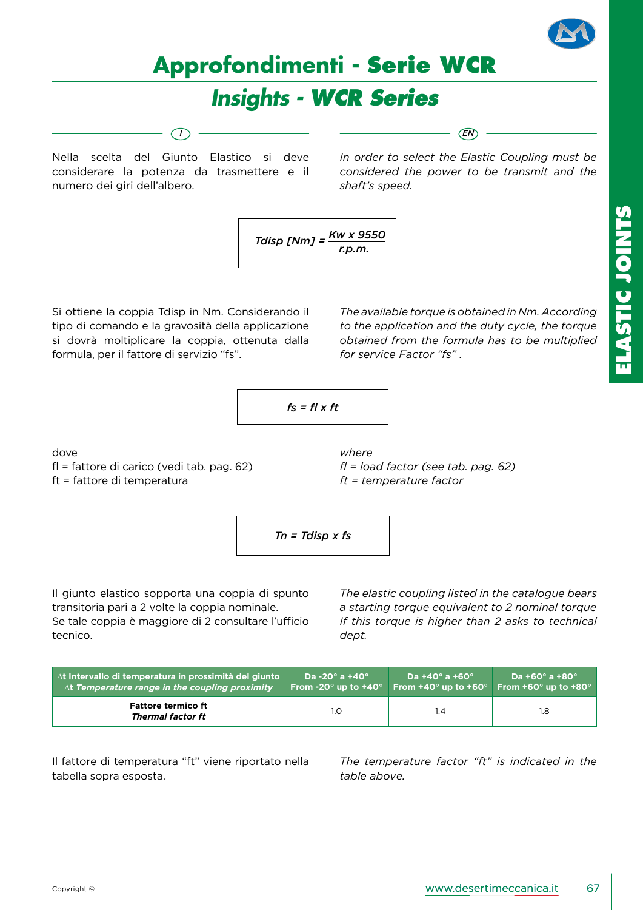# Approfondimenti - Serie WCR

## *Insights - WCR Series*

*I*

Nella scelta del Giunto Elastico si deve considerare la potenza da trasmettere e il numero dei giri dell'albero.

*EN*

*In order to select the Elastic Coupling must be considered the power to be transmit and the shaft's speed.*

$$T_{disp}\,[Nm] = \frac{Kw \times 9550}{r.p.m.}$$

Si ottiene la coppia Tdisp in Nm. Considerando il tipo di comando e la gravosità della applicazione si dovrà moltiplicare la coppia, ottenuta dalla formula, per il fattore di servizio "fs".

*The available torque is obtained in Nm. According to the application and the duty cycle, the torque obtained from the formula has to be multiplied for service Factor "fs".*

$$fs = fl \times ft$$

dove
fl = fattore di carico (vedi tab. pag. 62)
ft = fattore di temperatura

*where*
*fl = load factor (see tab. pag. 62)*
*ft = temperature factor*

$$Tn = T_{disp} \times fs$$

Il giunto elastico sopporta una coppia di spunto transitoria pari a 2 volte la coppia nominale.
Se tale coppia è maggiore di 2 consultare l'ufficio tecnico.

*The elastic coupling listed in the catalogue bears a starting torque equivalent to 2 nominal torque If this torque is higher than 2 asks to technical dept.*

| ∆t Intervallo di temperatura in prossimità del giunto<br>∆t *Temperature range in the coupling proximity* | Da -20° a +40°<br>From -20° up to +40° | Da +40° a +60°<br>From +40° up to +60° | Da +60° a +80°<br>From +60° up to +80° |
|---|---|---|---|
| **Fattore termico ft**<br>***Thermal factor ft*** | 1.0 | 1.4 | 1.8 |

Il fattore di temperatura "ft" viene riportato nella tabella sopra esposta.

*The temperature factor "ft" is indicated in the table above.*

Copyright ©

www.desertimeccanica.it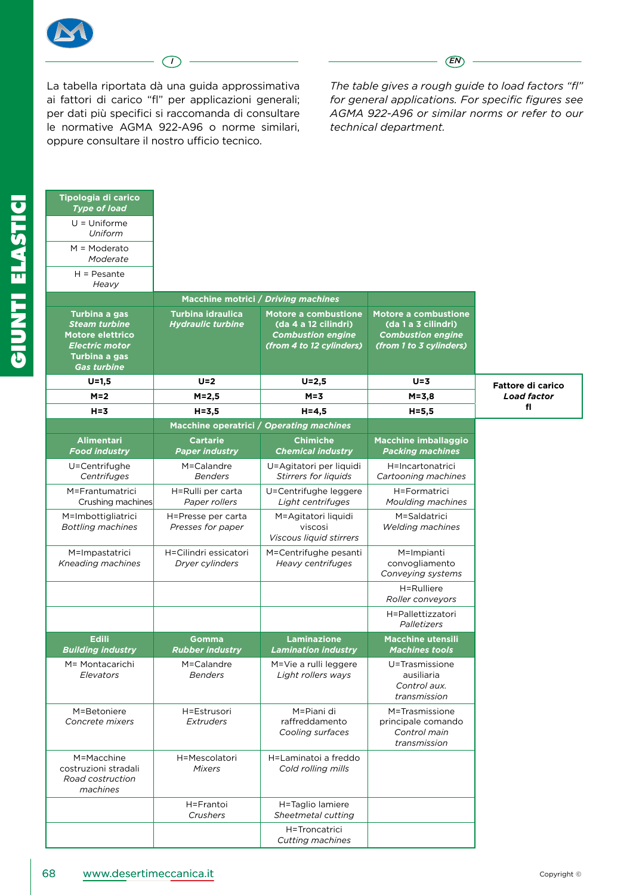La tabella riportata dà una guida approssimativa ai fattori di carico "fl" per applicazioni generali; per dati più specifici si raccomanda di consultare le normative AGMA 922-A96 o norme similari, oppure consultare il nostro ufficio tecnico.

*The table gives a rough guide to load factors "fl" for general applications. For specific figures see AGMA 922-A96 or similar norms or refer to our technical department.*

| **Tipologia di carico** / ***Type of load*** |
|---|
| U = Uniforme *Uniform* |
| M = Moderato *Moderate* |
| H = Pesante *Heavy* |

| **Macchine motrici / *Driving machines*** | | | | |
|---|---|---|---|---|
| **Turbina a gas** ***Steam turbine*** **Motore elettrico** ***Electric motor*** **Turbina a gas** ***Gas turbine*** | **Turbina idraulica** ***Hydraulic turbine*** | **Motore a combustione (da 4 a 12 cilindri)** ***Combustion engine (from 4 to 12 cylinders)*** | **Motore a combustione (da 1 a 3 cilindri)** ***Combustion engine (from 1 to 3 cylinders)*** | **Fattore di carico** ***Load factor*** **fl** |
| **U=1,5** | **U=2** | **U=2,5** | **U=3** | |
| **M=2** | **M=2,5** | **M=3** | **M=3,8** | |
| **H=3** | **H=3,5** | **H=4,5** | **H=5,5** | |

| **Macchine operatrici / *Operating machines*** | | | |
|---|---|---|---|
| **Alimentari** ***Food industry*** | **Cartarie** ***Paper industry*** | **Chimiche** ***Chemical industry*** | **Macchine imballaggio** ***Packing machines*** |
| U=Centrifughe *Centrifuges* | M=Calandre *Benders* | U=Agitatori per liquidi *Stirrers for liquids* | H=Incartonatrici *Cartooning machines* |
| M=Frantumatrici Crushing machines | H=Rulli per carta *Paper rollers* | U=Centrifughe leggere *Light centrifuges* | H=Formatrici *Moulding machines* |
| M=Imbottigliatrici *Bottling machines* | H=Presse per carta *Presses for paper* | M=Agitatori liquidi viscosi *Viscous liquid stirrers* | M=Saldatrici *Welding machines* |
| M=Impastatrici *Kneading machines* | H=Cilindri essicatori *Dryer cylinders* | M=Centrifughe pesanti *Heavy centrifuges* | M=Impianti convogliamento *Conveying systems* |
| | | | H=Rulliere *Roller conveyors* |
| | | | H=Pallettizzatori *Palletizers* |
| **Edili** ***Building industry*** | **Gomma** ***Rubber industry*** | **Laminazione** ***Lamination industry*** | **Macchine utensili** ***Machines tools*** |
| M= Montacarichi *Elevators* | M=Calandre *Benders* | M=Vie a rulli leggere *Light rollers ways* | U=Trasmissione ausiliaria *Control aux. transmission* |
| M=Betoniere *Concrete mixers* | H=Estrusori *Extruders* | M=Piani di raffreddamento *Cooling surfaces* | M=Trasmissione principale comando *Control main transmission* |
| M=Macchine costruzioni stradali *Road costruction machines* | H=Mescolatori *Mixers* | H=Laminatoi a freddo *Cold rolling mills* | |
| | H=Frantoi *Crushers* | H=Taglio lamiere *Sheetmetal cutting* | |
| | | H=Troncatrici *Cutting machines* | |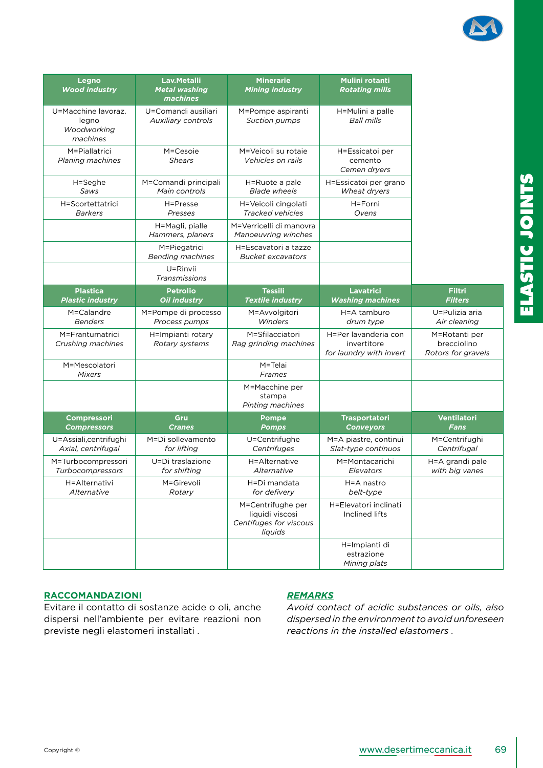| Legno *Wood industry* | Lav.Metalli *Metal washing machines* | Minerarie *Mining industry* | Mulini rotanti *Rotating mills* | |
|---|---|---|---|---|
| U=Macchine lavoraz. legno *Woodworking machines* | U=Comandi ausiliari *Auxiliary controls* | M=Pompe aspiranti *Suction pumps* | H=Mulini a palle *Ball mills* | |
| M=Piallatrici *Planing machines* | M=Cesoie *Shears* | M=Veicoli su rotaie *Vehicles on rails* | H=Essicatoi per cemento *Cemen dryers* | |
| H=Seghe *Saws* | M=Comandi principali *Main controls* | H=Ruote a pale *Blade wheels* | H=Essicatoi per grano *Wheat dryers* | |
| H=Scortettatrici *Barkers* | H=Presse *Presses* | H=Veicoli cingolati *Tracked vehicles* | H=Forni *Ovens* | |
| | H=Magli, pialle *Hammers, planers* | M=Verricelli di manovra *Manoeuvring winches* | | |
| | M=Piegatrici *Bending machines* | H=Escavatori a tazze *Bucket excavators* | | |
| | U=Rinvii *Transmissions* | | | |
| **Plastica** *Plastic industry* | **Petrolio** *Oil industry* | **Tessili** *Textile industry* | **Lavatrici** *Washing machines* | **Filtri** *Filters* |
| M=Calandre *Benders* | M=Pompe di processo *Process pumps* | M=Avvolgitori *Winders* | H=A tamburo *drum type* | U=Pulizia aria *Air cleaning* |
| M=Frantumatrici *Crushing machines* | H=Impianti rotary *Rotary systems* | M=Sfilacciatori *Rag grinding machines* | H=Per lavanderia con invertitore *for laundry with invert* | M=Rotanti per brecciolino *Rotors for gravels* |
| M=Mescolatori *Mixers* | | M=Telai *Frames* | | |
| | | M=Macchine per stampa *Pinting machines* | | |
| **Compressori** *Compressors* | **Gru** *Cranes* | **Pompe** *Pomps* | **Trasportatori** *Conveyors* | **Ventilatori** *Fans* |
| U=Assiali,centrifughi *Axial, centrifugal* | M=Di sollevamento *for lifting* | U=Centrifughe *Centrifuges* | M=A piastre, continui *Slat-type continuos* | M=Centrifughi *Centrifugal* |
| M=Turbocompressori *Turbocompressors* | U=Di traslazione *for shifting* | H=Alternative *Alternative* | M=Montacarichi *Elevators* | H=A grandi pale *with big vanes* |
| H=Alternativi *Alternative* | M=Girevoli *Rotary* | H=Di mandata *for defivery* | H=A nastro *belt-type* | |
| | | M=Centrifughe per liquidi viscosi *Centifuges for viscous liquids* | H=Elevatori inclinati Inclined lifts | |
| | | | H=Impianti di estrazione *Mining plats* | |

**RACCOMANDAZIONI**

Evitare il contatto di sostanze acide o oli, anche dispersi nell'ambiente per evitare reazioni non previste negli elastomeri installati .

***REMARKS***

*Avoid contact of acidic substances or oils, also dispersed in the environment to avoid unforeseen reactions in the installed elastomers .*

Copyright ©

www.desertimeccanica.it